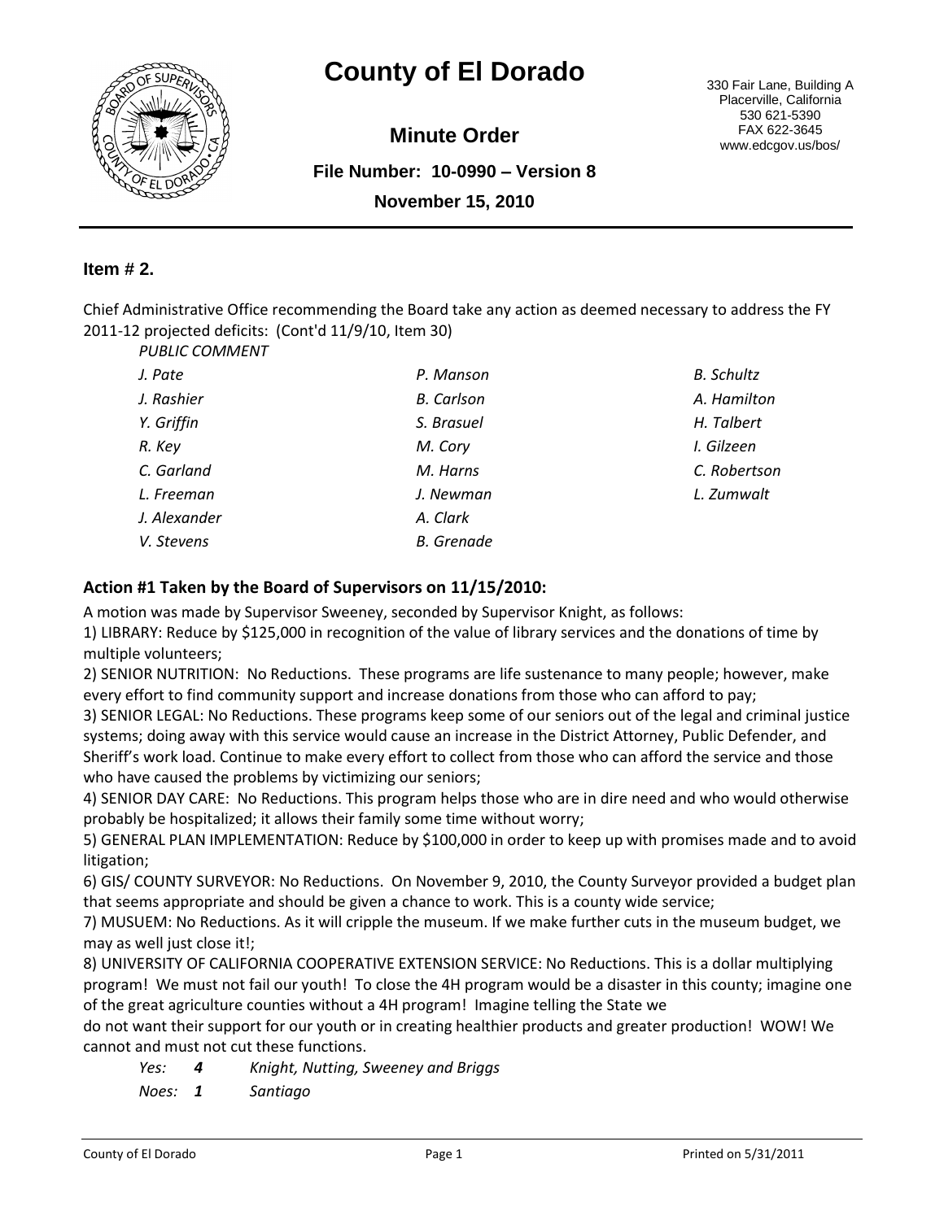# County of El Dorado

330 Fair Lane, Building A
Placerville, California
530 621-5390
FAX 622-3645
www.edcgov.us/bos/

## Minute Order

**File Number: 10-0990 – Version 8**

**November 15, 2010**

### Item # 2.

Chief Administrative Office recommending the Board take any action as deemed necessary to address the FY 2011-12 projected deficits: (Cont'd 11/9/10, Item 30)

*PUBLIC COMMENT*

*J. Pate*
*J. Rashier*
*Y. Griffin*
*R. Key*
*C. Garland*
*L. Freeman*
*J. Alexander*
*V. Stevens*
*P. Manson*
*B. Carlson*
*S. Brasuel*
*M. Cory*
*M. Harns*
*J. Newman*
*A. Clark*
*B. Grenade*
*B. Schultz*
*A. Hamilton*
*H. Talbert*
*I. Gilzeen*
*C. Robertson*
*L. Zumwalt*

**Action #1 Taken by the Board of Supervisors on 11/15/2010:**

A motion was made by Supervisor Sweeney, seconded by Supervisor Knight, as follows:

1) LIBRARY: Reduce by $125,000 in recognition of the value of library services and the donations of time by multiple volunteers;

2) SENIOR NUTRITION: No Reductions. These programs are life sustenance to many people; however, make every effort to find community support and increase donations from those who can afford to pay;

3) SENIOR LEGAL: No Reductions. These programs keep some of our seniors out of the legal and criminal justice systems; doing away with this service would cause an increase in the District Attorney, Public Defender, and Sheriff's work load. Continue to make every effort to collect from those who can afford the service and those who have caused the problems by victimizing our seniors;

4) SENIOR DAY CARE: No Reductions. This program helps those who are in dire need and who would otherwise probably be hospitalized; it allows their family some time without worry;

5) GENERAL PLAN IMPLEMENTATION: Reduce by $100,000 in order to keep up with promises made and to avoid litigation;

6) GIS/ COUNTY SURVEYOR: No Reductions. On November 9, 2010, the County Surveyor provided a budget plan that seems appropriate and should be given a chance to work. This is a county wide service;

7) MUSUEM: No Reductions. As it will cripple the museum. If we make further cuts in the museum budget, we may as well just close it!;

8) UNIVERSITY OF CALIFORNIA COOPERATIVE EXTENSION SERVICE: No Reductions. This is a dollar multiplying program! We must not fail our youth! To close the 4H program would be a disaster in this county; imagine one of the great agriculture counties without a 4H program! Imagine telling the State we do not want their support for our youth or in creating healthier products and greater production! WOW! We cannot and must not cut these functions.

*Yes:* ***4*** *Knight, Nutting, Sweeney and Briggs*

*Noes:* ***1*** *Santiago*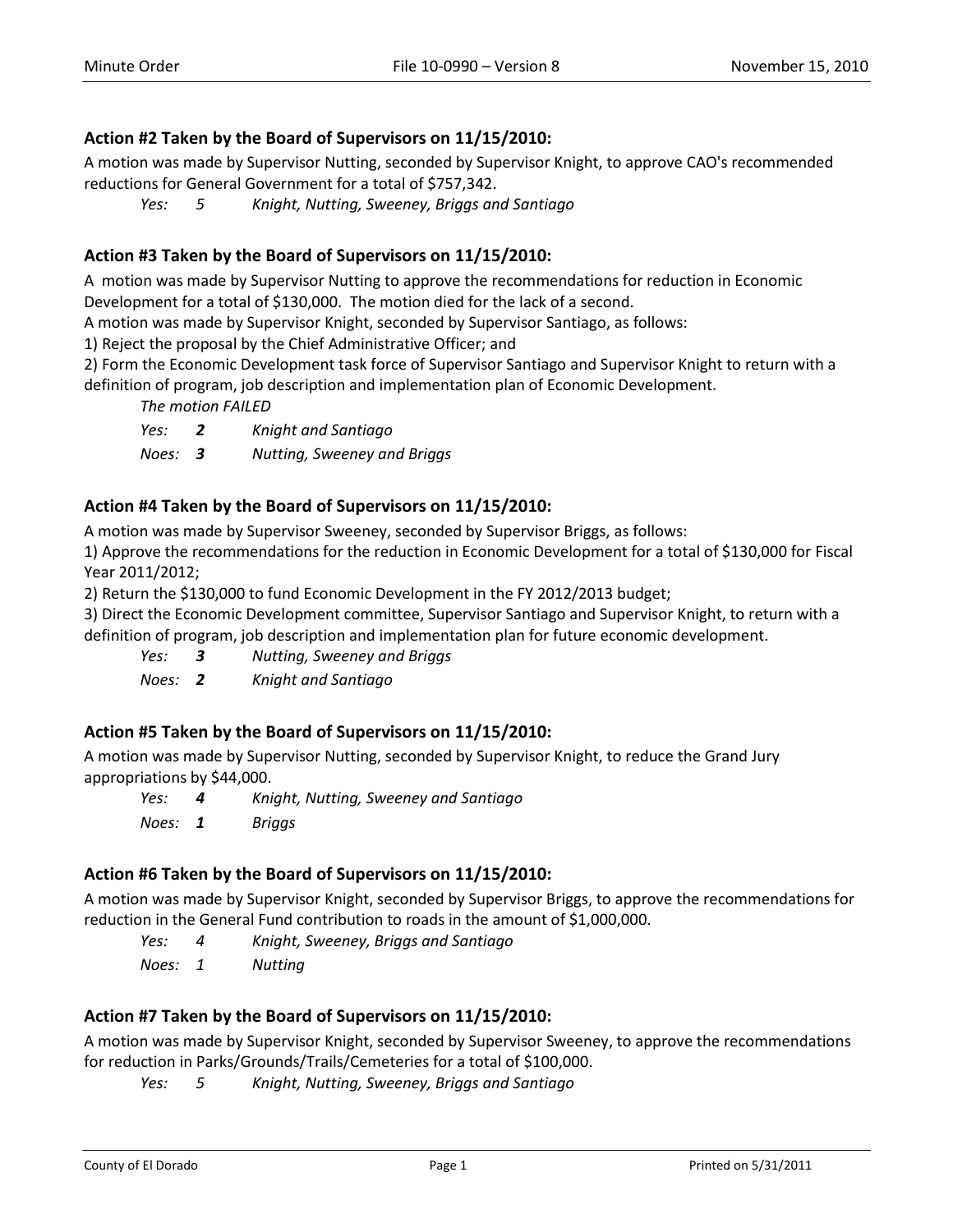### Action #2 Taken by the Board of Supervisors on 11/15/2010:

A motion was made by Supervisor Nutting, seconded by Supervisor Knight, to approve CAO's recommended reductions for General Government for a total of $757,342.

*Yes: 5 Knight, Nutting, Sweeney, Briggs and Santiago*

### Action #3 Taken by the Board of Supervisors on 11/15/2010:

A motion was made by Supervisor Nutting to approve the recommendations for reduction in Economic Development for a total of $130,000. The motion died for the lack of a second.

A motion was made by Supervisor Knight, seconded by Supervisor Santiago, as follows:

1) Reject the proposal by the Chief Administrative Officer; and

2) Form the Economic Development task force of Supervisor Santiago and Supervisor Knight to return with a definition of program, job description and implementation plan of Economic Development.

*The motion FAILED*

*Yes: **2** Knight and Santiago*

*Noes: **3** Nutting, Sweeney and Briggs*

### Action #4 Taken by the Board of Supervisors on 11/15/2010:

A motion was made by Supervisor Sweeney, seconded by Supervisor Briggs, as follows:

1) Approve the recommendations for the reduction in Economic Development for a total of $130,000 for Fiscal Year 2011/2012;

2) Return the $130,000 to fund Economic Development in the FY 2012/2013 budget;

3) Direct the Economic Development committee, Supervisor Santiago and Supervisor Knight, to return with a definition of program, job description and implementation plan for future economic development.

*Yes: **3** Nutting, Sweeney and Briggs*

*Noes: **2** Knight and Santiago*

### Action #5 Taken by the Board of Supervisors on 11/15/2010:

A motion was made by Supervisor Nutting, seconded by Supervisor Knight, to reduce the Grand Jury appropriations by $44,000.

*Yes: **4** Knight, Nutting, Sweeney and Santiago*

*Noes: **1** Briggs*

### Action #6 Taken by the Board of Supervisors on 11/15/2010:

A motion was made by Supervisor Knight, seconded by Supervisor Briggs, to approve the recommendations for reduction in the General Fund contribution to roads in the amount of $1,000,000.

*Yes: 4 Knight, Sweeney, Briggs and Santiago*

*Noes: 1 Nutting*

### Action #7 Taken by the Board of Supervisors on 11/15/2010:

A motion was made by Supervisor Knight, seconded by Supervisor Sweeney, to approve the recommendations for reduction in Parks/Grounds/Trails/Cemeteries for a total of $100,000.

*Yes: 5 Knight, Nutting, Sweeney, Briggs and Santiago*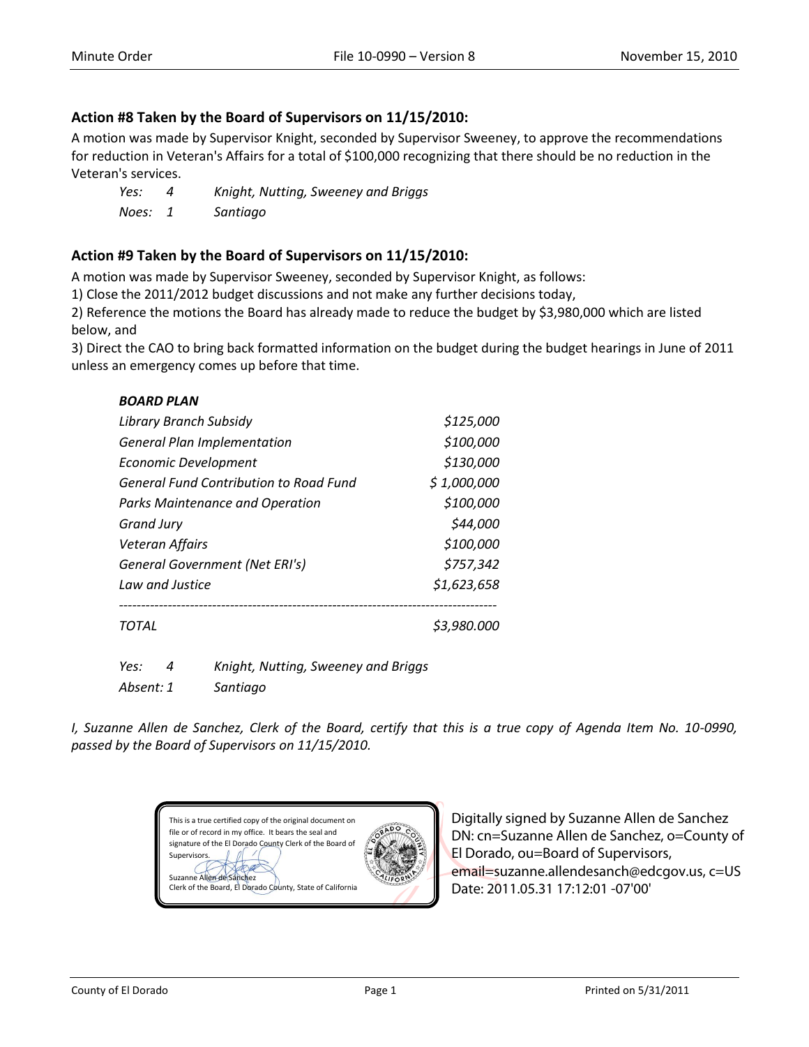### Action #8 Taken by the Board of Supervisors on 11/15/2010:

A motion was made by Supervisor Knight, seconded by Supervisor Sweeney, to approve the recommendations for reduction in Veteran's Affairs for a total of $100,000 recognizing that there should be no reduction in the Veteran's services.

*Yes: 4 Knight, Nutting, Sweeney and Briggs*
*Noes: 1 Santiago*

### Action #9 Taken by the Board of Supervisors on 11/15/2010:

A motion was made by Supervisor Sweeney, seconded by Supervisor Knight, as follows:

1) Close the 2011/2012 budget discussions and not make any further decisions today,
2) Reference the motions the Board has already made to reduce the budget by $3,980,000 which are listed below, and
3) Direct the CAO to bring back formatted information on the budget during the budget hearings in June of 2011 unless an emergency comes up before that time.

| ***BOARD PLAN*** | |
|---|---|
| *Library Branch Subsidy* | *$125,000* |
| *General Plan Implementation* | *$100,000* |
| *Economic Development* | *$130,000* |
| *General Fund Contribution to Road Fund* | *$ 1,000,000* |
| *Parks Maintenance and Operation* | *$100,000* |
| *Grand Jury* | *$44,000* |
| *Veteran Affairs* | *$100,000* |
| *General Government (Net ERI's)* | *$757,342* |
| *Law and Justice* | *$1,623,658* |
| *TOTAL* | *$3,980.000* |

*Yes: 4 Knight, Nutting, Sweeney and Briggs*
*Absent: 1 Santiago*

*I, Suzanne Allen de Sanchez, Clerk of the Board, certify that this is a true copy of Agenda Item No. 10-0990, passed by the Board of Supervisors on 11/15/2010.*

This is a true certified copy of the original document on file or of record in my office. It bears the seal and signature of the El Dorado County Clerk of the Board of Supervisors.

Suzanne Allen de Sanchez
Clerk of the Board, El Dorado County, State of California

Digitally signed by Suzanne Allen de Sanchez
DN: cn=Suzanne Allen de Sanchez, o=County of El Dorado, ou=Board of Supervisors, email=suzanne.allendesanch@edcgov.us, c=US
Date: 2011.05.31 17:12:01 -07'00'